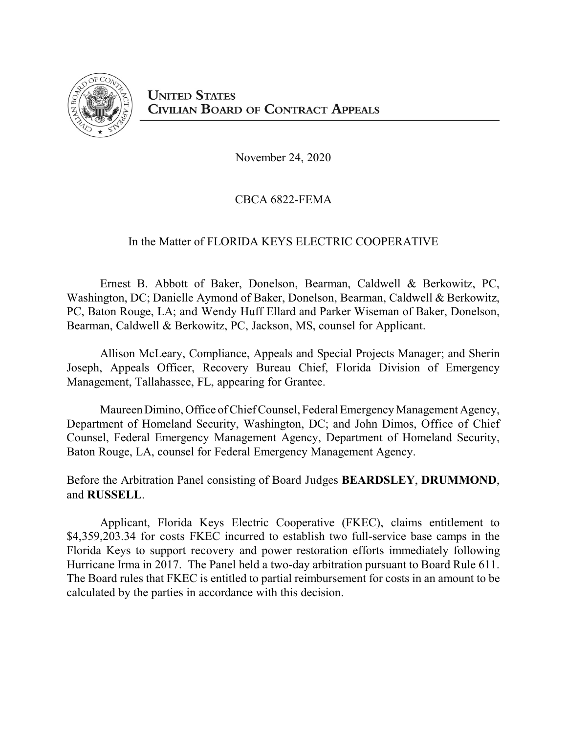**UNITED STATES**
**CIVILIAN BOARD OF CONTRACT APPEALS**

November 24, 2020

CBCA 6822-FEMA

In the Matter of FLORIDA KEYS ELECTRIC COOPERATIVE

Ernest B. Abbott of Baker, Donelson, Bearman, Caldwell & Berkowitz, PC, Washington, DC; Danielle Aymond of Baker, Donelson, Bearman, Caldwell & Berkowitz, PC, Baton Rouge, LA; and Wendy Huff Ellard and Parker Wiseman of Baker, Donelson, Bearman, Caldwell & Berkowitz, PC, Jackson, MS, counsel for Applicant.

Allison McLeary, Compliance, Appeals and Special Projects Manager; and Sherin Joseph, Appeals Officer, Recovery Bureau Chief, Florida Division of Emergency Management, Tallahassee, FL, appearing for Grantee.

Maureen Dimino, Office of Chief Counsel, Federal Emergency Management Agency, Department of Homeland Security, Washington, DC; and John Dimos, Office of Chief Counsel, Federal Emergency Management Agency, Department of Homeland Security, Baton Rouge, LA, counsel for Federal Emergency Management Agency.

Before the Arbitration Panel consisting of Board Judges **BEARDSLEY**, **DRUMMOND**, and **RUSSELL**.

Applicant, Florida Keys Electric Cooperative (FKEC), claims entitlement to $4,359,203.34 for costs FKEC incurred to establish two full-service base camps in the Florida Keys to support recovery and power restoration efforts immediately following Hurricane Irma in 2017. The Panel held a two-day arbitration pursuant to Board Rule 611. The Board rules that FKEC is entitled to partial reimbursement for costs in an amount to be calculated by the parties in accordance with this decision.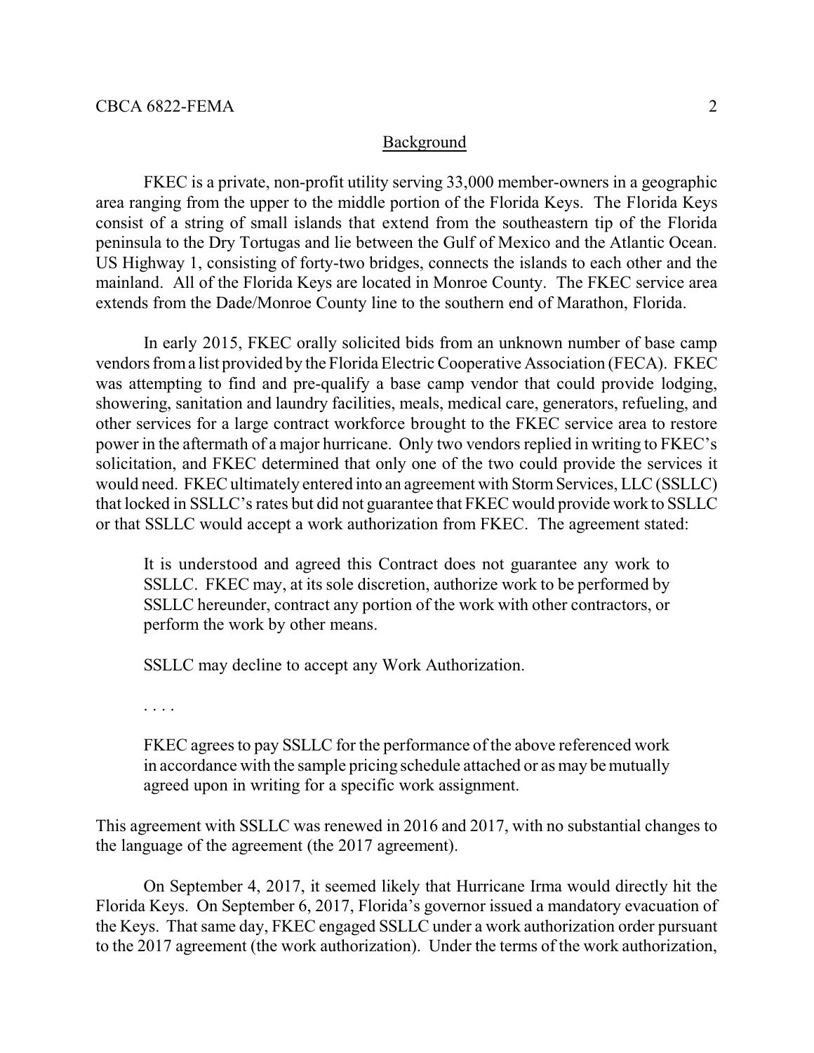## Background

FKEC is a private, non-profit utility serving 33,000 member-owners in a geographic area ranging from the upper to the middle portion of the Florida Keys. The Florida Keys consist of a string of small islands that extend from the southeastern tip of the Florida peninsula to the Dry Tortugas and lie between the Gulf of Mexico and the Atlantic Ocean. US Highway 1, consisting of forty-two bridges, connects the islands to each other and the mainland. All of the Florida Keys are located in Monroe County. The FKEC service area extends from the Dade/Monroe County line to the southern end of Marathon, Florida.

In early 2015, FKEC orally solicited bids from an unknown number of base camp vendors from a list provided by the Florida Electric Cooperative Association (FECA). FKEC was attempting to find and pre-qualify a base camp vendor that could provide lodging, showering, sanitation and laundry facilities, meals, medical care, generators, refueling, and other services for a large contract workforce brought to the FKEC service area to restore power in the aftermath of a major hurricane. Only two vendors replied in writing to FKEC's solicitation, and FKEC determined that only one of the two could provide the services it would need. FKEC ultimately entered into an agreement with Storm Services, LLC (SSLLC) that locked in SSLLC's rates but did not guarantee that FKEC would provide work to SSLLC or that SSLLC would accept a work authorization from FKEC. The agreement stated:

> It is understood and agreed this Contract does not guarantee any work to SSLLC. FKEC may, at its sole discretion, authorize work to be performed by SSLLC hereunder, contract any portion of the work with other contractors, or perform the work by other means.
>
> SSLLC may decline to accept any Work Authorization.
>
> . . . .
>
> FKEC agrees to pay SSLLC for the performance of the above referenced work in accordance with the sample pricing schedule attached or as may be mutually agreed upon in writing for a specific work assignment.

This agreement with SSLLC was renewed in 2016 and 2017, with no substantial changes to the language of the agreement (the 2017 agreement).

On September 4, 2017, it seemed likely that Hurricane Irma would directly hit the Florida Keys. On September 6, 2017, Florida's governor issued a mandatory evacuation of the Keys. That same day, FKEC engaged SSLLC under a work authorization order pursuant to the 2017 agreement (the work authorization). Under the terms of the work authorization,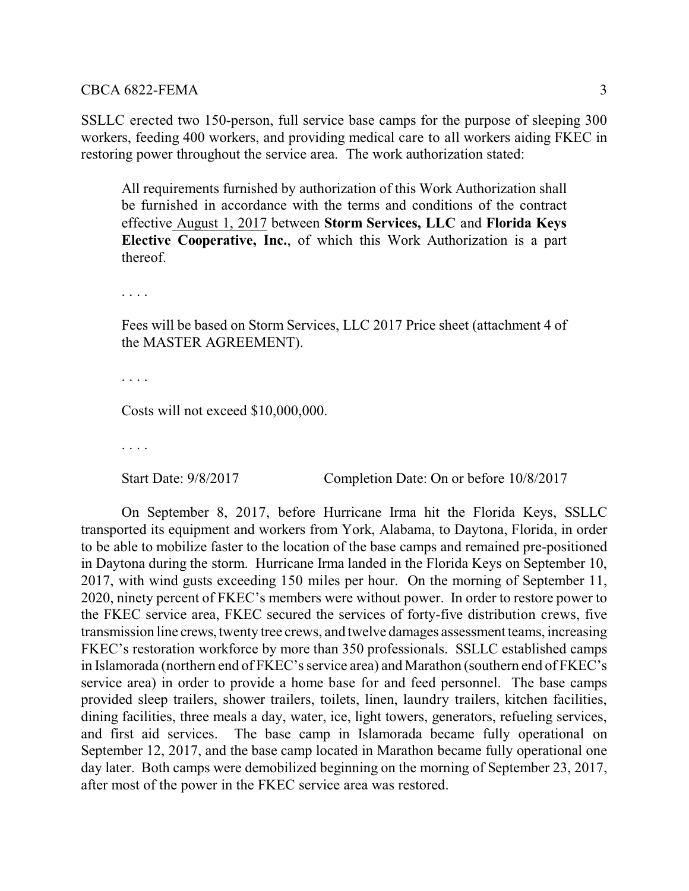SSLLC erected two 150-person, full service base camps for the purpose of sleeping 300 workers, feeding 400 workers, and providing medical care to all workers aiding FKEC in restoring power throughout the service area. The work authorization stated:

> All requirements furnished by authorization of this Work Authorization shall be furnished in accordance with the terms and conditions of the contract effective August 1, 2017 between **Storm Services, LLC** and **Florida Keys Elective Cooperative, Inc.**, of which this Work Authorization is a part thereof.
>
> . . . .
>
> Fees will be based on Storm Services, LLC 2017 Price sheet (attachment 4 of the MASTER AGREEMENT).
>
> . . . .
>
> Costs will not exceed $10,000,000.
>
> . . . .
>
> Start Date: 9/8/2017 Completion Date: On or before 10/8/2017

On September 8, 2017, before Hurricane Irma hit the Florida Keys, SSLLC transported its equipment and workers from York, Alabama, to Daytona, Florida, in order to be able to mobilize faster to the location of the base camps and remained pre-positioned in Daytona during the storm. Hurricane Irma landed in the Florida Keys on September 10, 2017, with wind gusts exceeding 150 miles per hour. On the morning of September 11, 2020, ninety percent of FKEC's members were without power. In order to restore power to the FKEC service area, FKEC secured the services of forty-five distribution crews, five transmission line crews, twenty tree crews, and twelve damages assessment teams, increasing FKEC's restoration workforce by more than 350 professionals. SSLLC established camps in Islamorada (northern end of FKEC's service area) and Marathon (southern end of FKEC's service area) in order to provide a home base for and feed personnel. The base camps provided sleep trailers, shower trailers, toilets, linen, laundry trailers, kitchen facilities, dining facilities, three meals a day, water, ice, light towers, generators, refueling services, and first aid services. The base camp in Islamorada became fully operational on September 12, 2017, and the base camp located in Marathon became fully operational one day later. Both camps were demobilized beginning on the morning of September 23, 2017, after most of the power in the FKEC service area was restored.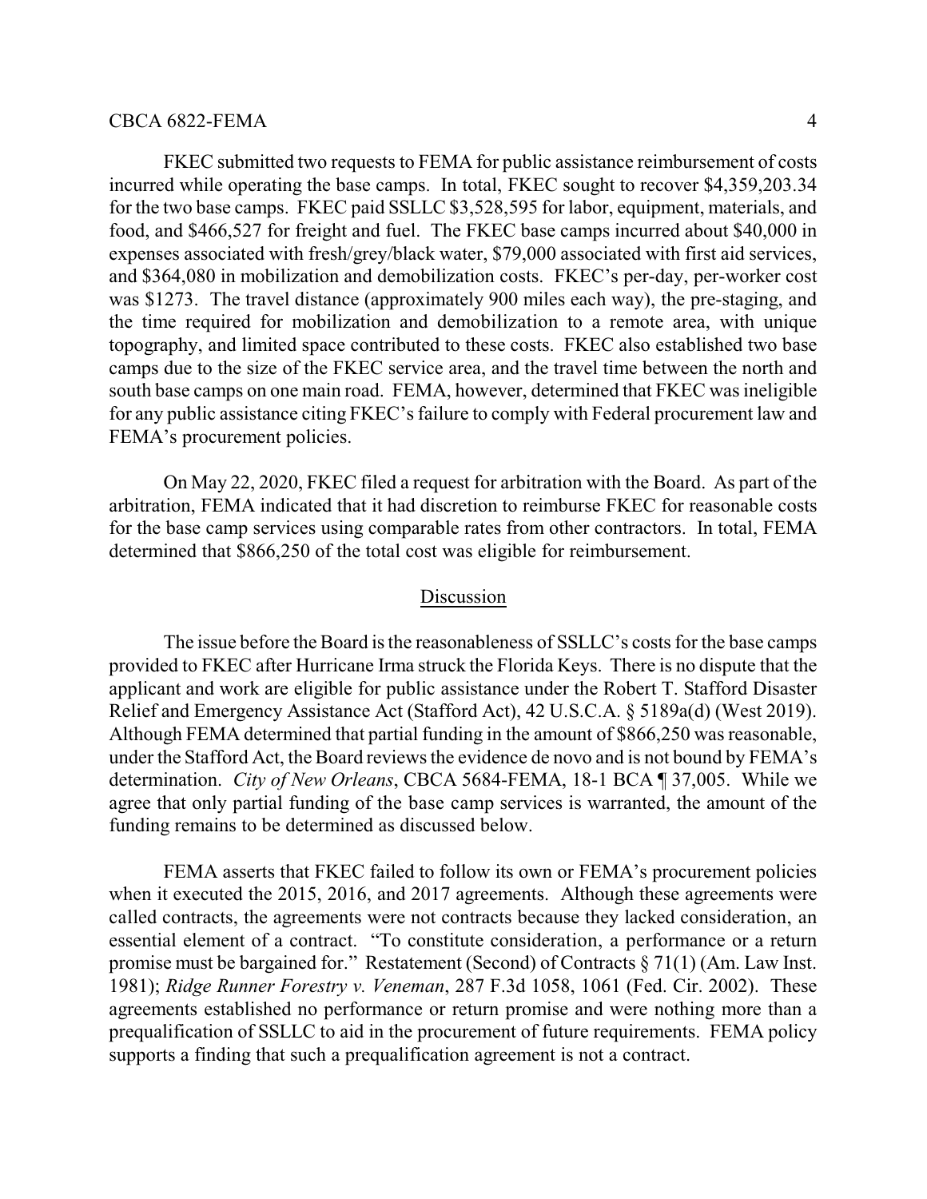FKEC submitted two requests to FEMA for public assistance reimbursement of costs incurred while operating the base camps. In total, FKEC sought to recover $4,359,203.34 for the two base camps. FKEC paid SSLLC $3,528,595 for labor, equipment, materials, and food, and $466,527 for freight and fuel. The FKEC base camps incurred about $40,000 in expenses associated with fresh/grey/black water, $79,000 associated with first aid services, and $364,080 in mobilization and demobilization costs. FKEC's per-day, per-worker cost was $1273. The travel distance (approximately 900 miles each way), the pre-staging, and the time required for mobilization and demobilization to a remote area, with unique topography, and limited space contributed to these costs. FKEC also established two base camps due to the size of the FKEC service area, and the travel time between the north and south base camps on one main road. FEMA, however, determined that FKEC was ineligible for any public assistance citing FKEC's failure to comply with Federal procurement law and FEMA's procurement policies.

On May 22, 2020, FKEC filed a request for arbitration with the Board. As part of the arbitration, FEMA indicated that it had discretion to reimburse FKEC for reasonable costs for the base camp services using comparable rates from other contractors. In total, FEMA determined that $866,250 of the total cost was eligible for reimbursement.

## Discussion

The issue before the Board is the reasonableness of SSLLC's costs for the base camps provided to FKEC after Hurricane Irma struck the Florida Keys. There is no dispute that the applicant and work are eligible for public assistance under the Robert T. Stafford Disaster Relief and Emergency Assistance Act (Stafford Act), 42 U.S.C.A. § 5189a(d) (West 2019). Although FEMA determined that partial funding in the amount of $866,250 was reasonable, under the Stafford Act, the Board reviews the evidence de novo and is not bound by FEMA's determination. *City of New Orleans*, CBCA 5684-FEMA, 18-1 BCA ¶ 37,005. While we agree that only partial funding of the base camp services is warranted, the amount of the funding remains to be determined as discussed below.

FEMA asserts that FKEC failed to follow its own or FEMA's procurement policies when it executed the 2015, 2016, and 2017 agreements. Although these agreements were called contracts, the agreements were not contracts because they lacked consideration, an essential element of a contract. "To constitute consideration, a performance or a return promise must be bargained for." Restatement (Second) of Contracts § 71(1) (Am. Law Inst. 1981); *Ridge Runner Forestry v. Veneman*, 287 F.3d 1058, 1061 (Fed. Cir. 2002). These agreements established no performance or return promise and were nothing more than a prequalification of SSLLC to aid in the procurement of future requirements. FEMA policy supports a finding that such a prequalification agreement is not a contract.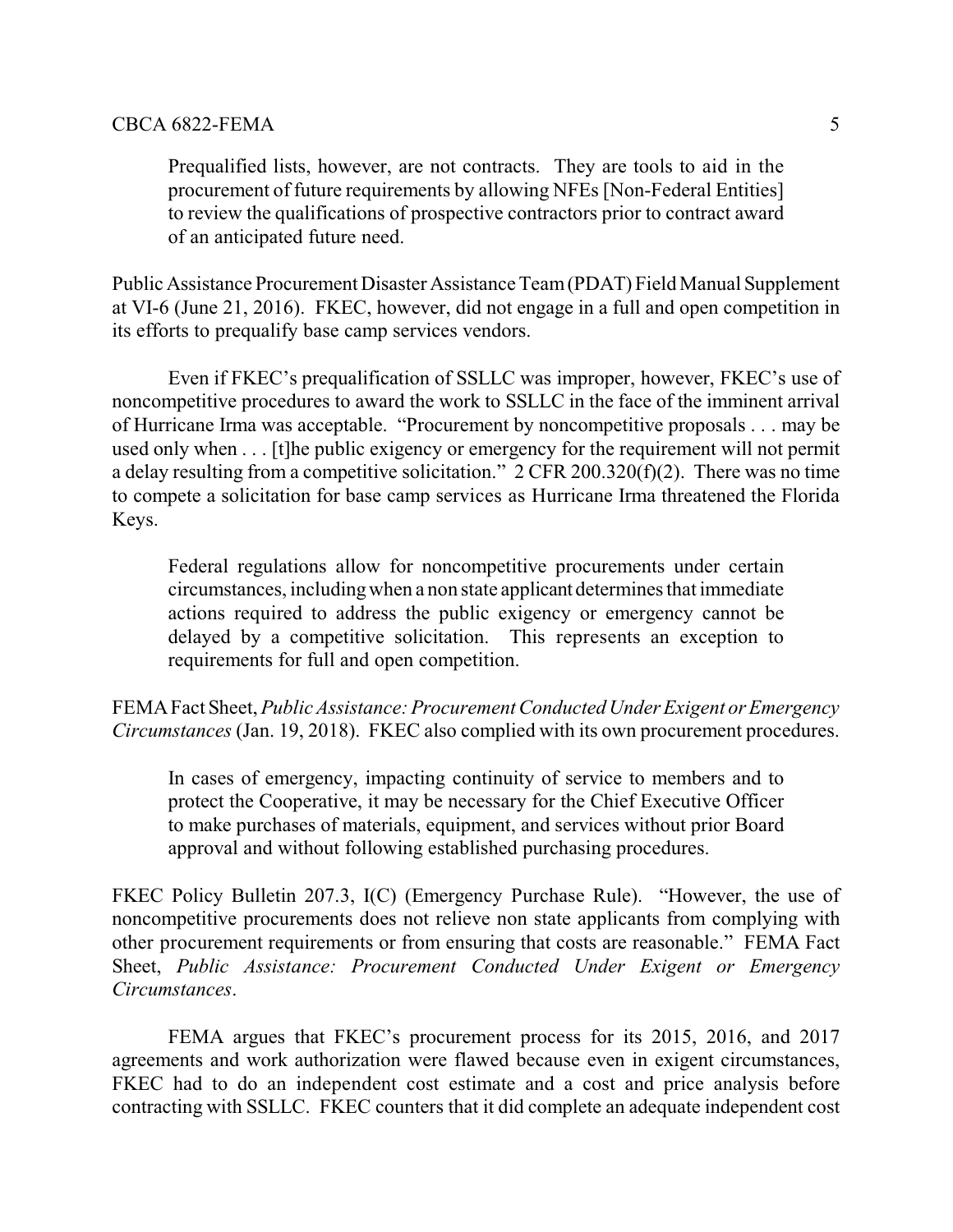> Prequalified lists, however, are not contracts. They are tools to aid in the procurement of future requirements by allowing NFEs [Non-Federal Entities] to review the qualifications of prospective contractors prior to contract award of an anticipated future need.

Public Assistance Procurement Disaster Assistance Team (PDAT) Field Manual Supplement at VI-6 (June 21, 2016). FKEC, however, did not engage in a full and open competition in its efforts to prequalify base camp services vendors.

Even if FKEC's prequalification of SSLLC was improper, however, FKEC's use of noncompetitive procedures to award the work to SSLLC in the face of the imminent arrival of Hurricane Irma was acceptable. "Procurement by noncompetitive proposals . . . may be used only when . . . [t]he public exigency or emergency for the requirement will not permit a delay resulting from a competitive solicitation." 2 CFR 200.320(f)(2). There was no time to compete a solicitation for base camp services as Hurricane Irma threatened the Florida Keys.

> Federal regulations allow for noncompetitive procurements under certain circumstances, including when a non state applicant determines that immediate actions required to address the public exigency or emergency cannot be delayed by a competitive solicitation. This represents an exception to requirements for full and open competition.

FEMA Fact Sheet, *Public Assistance: Procurement Conducted Under Exigent or Emergency Circumstances* (Jan. 19, 2018). FKEC also complied with its own procurement procedures.

> In cases of emergency, impacting continuity of service to members and to protect the Cooperative, it may be necessary for the Chief Executive Officer to make purchases of materials, equipment, and services without prior Board approval and without following established purchasing procedures.

FKEC Policy Bulletin 207.3, I(C) (Emergency Purchase Rule). "However, the use of noncompetitive procurements does not relieve non state applicants from complying with other procurement requirements or from ensuring that costs are reasonable." FEMA Fact Sheet, *Public Assistance: Procurement Conducted Under Exigent or Emergency Circumstances*.

FEMA argues that FKEC's procurement process for its 2015, 2016, and 2017 agreements and work authorization were flawed because even in exigent circumstances, FKEC had to do an independent cost estimate and a cost and price analysis before contracting with SSLLC. FKEC counters that it did complete an adequate independent cost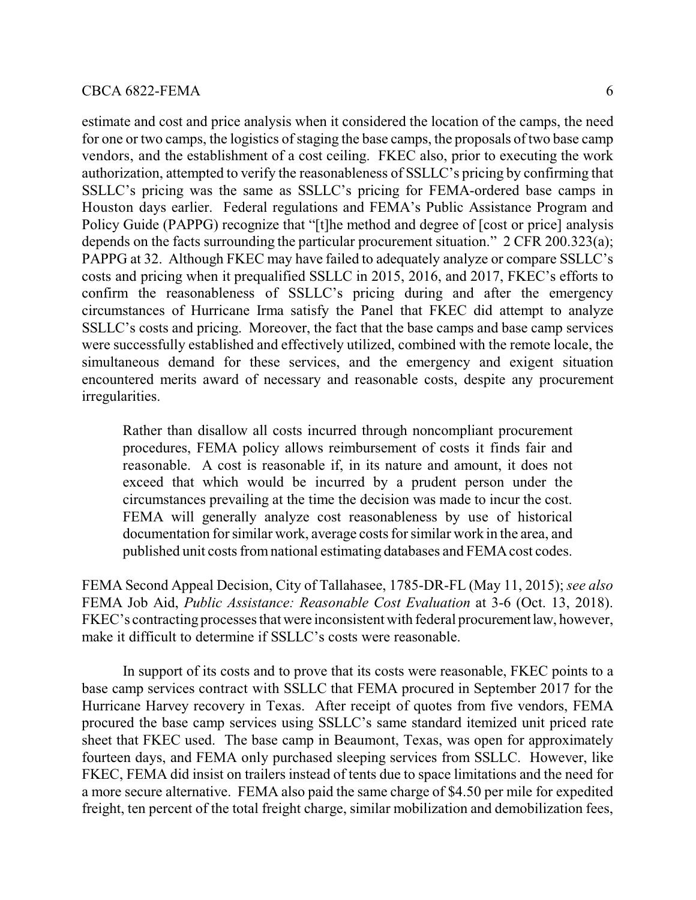estimate and cost and price analysis when it considered the location of the camps, the need for one or two camps, the logistics of staging the base camps, the proposals of two base camp vendors, and the establishment of a cost ceiling. FKEC also, prior to executing the work authorization, attempted to verify the reasonableness of SSLLC's pricing by confirming that SSLLC's pricing was the same as SSLLC's pricing for FEMA-ordered base camps in Houston days earlier. Federal regulations and FEMA's Public Assistance Program and Policy Guide (PAPPG) recognize that "[t]he method and degree of [cost or price] analysis depends on the facts surrounding the particular procurement situation." 2 CFR 200.323(a); PAPPG at 32. Although FKEC may have failed to adequately analyze or compare SSLLC's costs and pricing when it prequalified SSLLC in 2015, 2016, and 2017, FKEC's efforts to confirm the reasonableness of SSLLC's pricing during and after the emergency circumstances of Hurricane Irma satisfy the Panel that FKEC did attempt to analyze SSLLC's costs and pricing. Moreover, the fact that the base camps and base camp services were successfully established and effectively utilized, combined with the remote locale, the simultaneous demand for these services, and the emergency and exigent situation encountered merits award of necessary and reasonable costs, despite any procurement irregularities.

> Rather than disallow all costs incurred through noncompliant procurement procedures, FEMA policy allows reimbursement of costs it finds fair and reasonable. A cost is reasonable if, in its nature and amount, it does not exceed that which would be incurred by a prudent person under the circumstances prevailing at the time the decision was made to incur the cost. FEMA will generally analyze cost reasonableness by use of historical documentation for similar work, average costs for similar work in the area, and published unit costs from national estimating databases and FEMA cost codes.

FEMA Second Appeal Decision, City of Tallahasee, 1785-DR-FL (May 11, 2015); *see also* FEMA Job Aid, *Public Assistance: Reasonable Cost Evaluation* at 3-6 (Oct. 13, 2018). FKEC's contracting processes that were inconsistent with federal procurement law, however, make it difficult to determine if SSLLC's costs were reasonable.

In support of its costs and to prove that its costs were reasonable, FKEC points to a base camp services contract with SSLLC that FEMA procured in September 2017 for the Hurricane Harvey recovery in Texas. After receipt of quotes from five vendors, FEMA procured the base camp services using SSLLC's same standard itemized unit priced rate sheet that FKEC used. The base camp in Beaumont, Texas, was open for approximately fourteen days, and FEMA only purchased sleeping services from SSLLC. However, like FKEC, FEMA did insist on trailers instead of tents due to space limitations and the need for a more secure alternative. FEMA also paid the same charge of $4.50 per mile for expedited freight, ten percent of the total freight charge, similar mobilization and demobilization fees,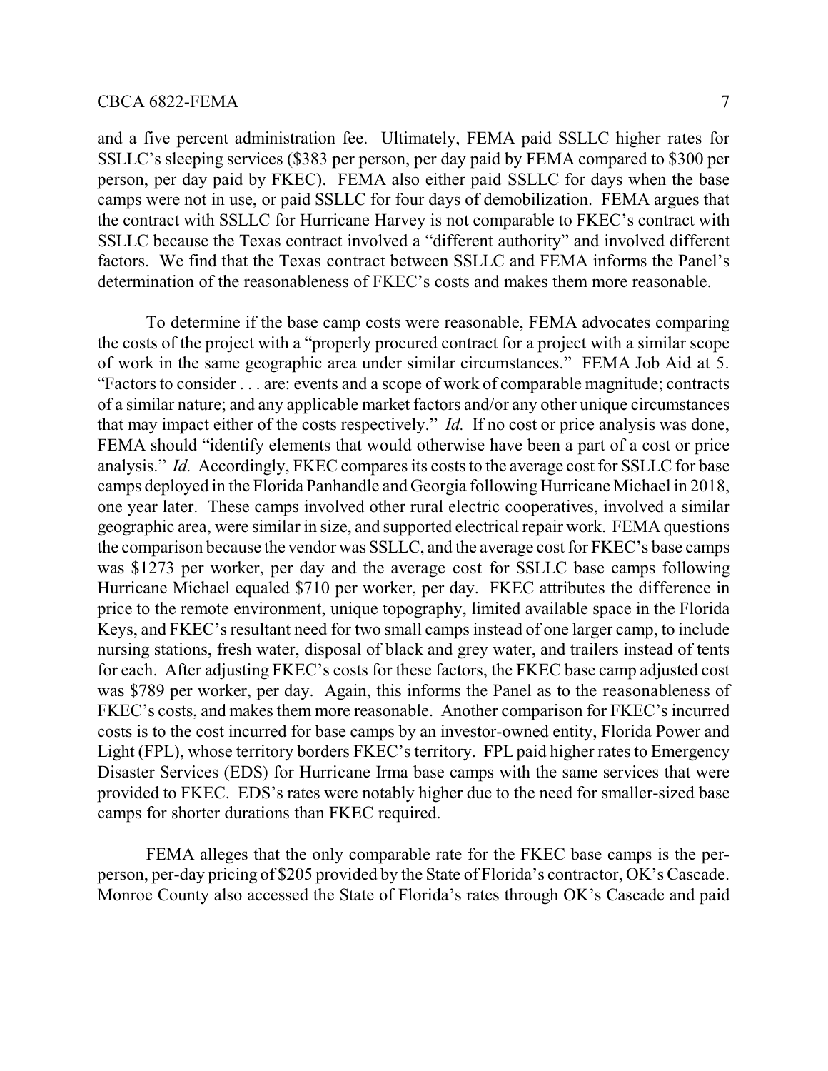and a five percent administration fee. Ultimately, FEMA paid SSLLC higher rates for SSLLC's sleeping services ($383 per person, per day paid by FEMA compared to $300 per person, per day paid by FKEC). FEMA also either paid SSLLC for days when the base camps were not in use, or paid SSLLC for four days of demobilization. FEMA argues that the contract with SSLLC for Hurricane Harvey is not comparable to FKEC's contract with SSLLC because the Texas contract involved a "different authority" and involved different factors. We find that the Texas contract between SSLLC and FEMA informs the Panel's determination of the reasonableness of FKEC's costs and makes them more reasonable.

To determine if the base camp costs were reasonable, FEMA advocates comparing the costs of the project with a "properly procured contract for a project with a similar scope of work in the same geographic area under similar circumstances." FEMA Job Aid at 5. "Factors to consider . . . are: events and a scope of work of comparable magnitude; contracts of a similar nature; and any applicable market factors and/or any other unique circumstances that may impact either of the costs respectively." *Id.* If no cost or price analysis was done, FEMA should "identify elements that would otherwise have been a part of a cost or price analysis." *Id.* Accordingly, FKEC compares its costs to the average cost for SSLLC for base camps deployed in the Florida Panhandle and Georgia following Hurricane Michael in 2018, one year later. These camps involved other rural electric cooperatives, involved a similar geographic area, were similar in size, and supported electrical repair work. FEMA questions the comparison because the vendor was SSLLC, and the average cost for FKEC's base camps was $1273 per worker, per day and the average cost for SSLLC base camps following Hurricane Michael equaled $710 per worker, per day. FKEC attributes the difference in price to the remote environment, unique topography, limited available space in the Florida Keys, and FKEC's resultant need for two small camps instead of one larger camp, to include nursing stations, fresh water, disposal of black and grey water, and trailers instead of tents for each. After adjusting FKEC's costs for these factors, the FKEC base camp adjusted cost was $789 per worker, per day. Again, this informs the Panel as to the reasonableness of FKEC's costs, and makes them more reasonable. Another comparison for FKEC's incurred costs is to the cost incurred for base camps by an investor-owned entity, Florida Power and Light (FPL), whose territory borders FKEC's territory. FPL paid higher rates to Emergency Disaster Services (EDS) for Hurricane Irma base camps with the same services that were provided to FKEC. EDS's rates were notably higher due to the need for smaller-sized base camps for shorter durations than FKEC required.

FEMA alleges that the only comparable rate for the FKEC base camps is the per-person, per-day pricing of $205 provided by the State of Florida's contractor, OK's Cascade. Monroe County also accessed the State of Florida's rates through OK's Cascade and paid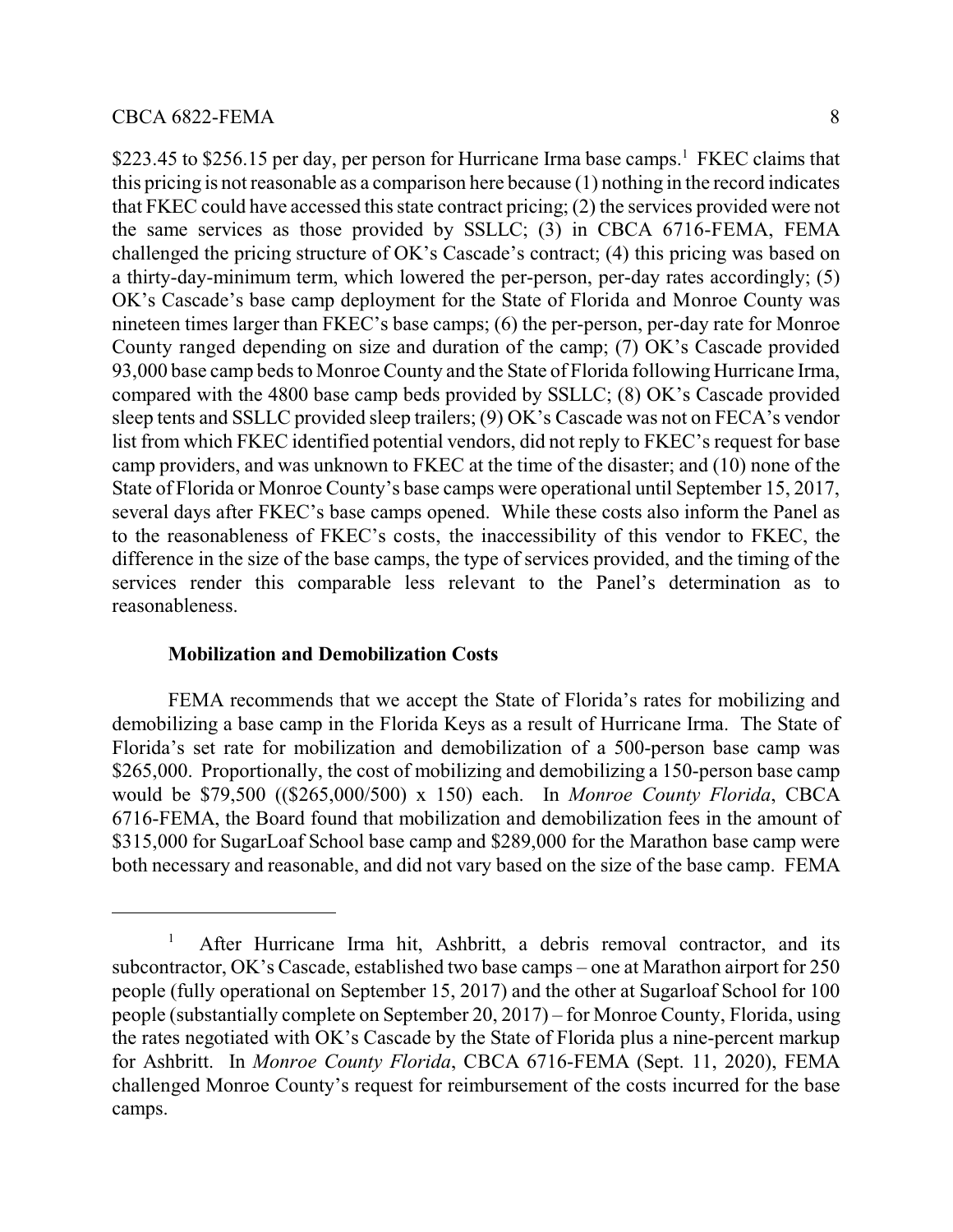$223.45 to $256.15 per day, per person for Hurricane Irma base camps.[1] FKEC claims that this pricing is not reasonable as a comparison here because (1) nothing in the record indicates that FKEC could have accessed this state contract pricing; (2) the services provided were not the same services as those provided by SSLLC; (3) in CBCA 6716-FEMA, FEMA challenged the pricing structure of OK's Cascade's contract; (4) this pricing was based on a thirty-day-minimum term, which lowered the per-person, per-day rates accordingly; (5) OK's Cascade's base camp deployment for the State of Florida and Monroe County was nineteen times larger than FKEC's base camps; (6) the per-person, per-day rate for Monroe County ranged depending on size and duration of the camp; (7) OK's Cascade provided 93,000 base camp beds to Monroe County and the State of Florida following Hurricane Irma, compared with the 4800 base camp beds provided by SSLLC; (8) OK's Cascade provided sleep tents and SSLLC provided sleep trailers; (9) OK's Cascade was not on FECA's vendor list from which FKEC identified potential vendors, did not reply to FKEC's request for base camp providers, and was unknown to FKEC at the time of the disaster; and (10) none of the State of Florida or Monroe County's base camps were operational until September 15, 2017, several days after FKEC's base camps opened. While these costs also inform the Panel as to the reasonableness of FKEC's costs, the inaccessibility of this vendor to FKEC, the difference in the size of the base camps, the type of services provided, and the timing of the services render this comparable less relevant to the Panel's determination as to reasonableness.

**Mobilization and Demobilization Costs**

FEMA recommends that we accept the State of Florida's rates for mobilizing and demobilizing a base camp in the Florida Keys as a result of Hurricane Irma. The State of Florida's set rate for mobilization and demobilization of a 500-person base camp was $265,000. Proportionally, the cost of mobilizing and demobilizing a 150-person base camp would be $79,500 (($265,000/500) x 150) each. In *Monroe County Florida*, CBCA 6716-FEMA, the Board found that mobilization and demobilization fees in the amount of $315,000 for SugarLoaf School base camp and $289,000 for the Marathon base camp were both necessary and reasonable, and did not vary based on the size of the base camp. FEMA

---

[1] After Hurricane Irma hit, Ashbritt, a debris removal contractor, and its subcontractor, OK's Cascade, established two base camps – one at Marathon airport for 250 people (fully operational on September 15, 2017) and the other at Sugarloaf School for 100 people (substantially complete on September 20, 2017) – for Monroe County, Florida, using the rates negotiated with OK's Cascade by the State of Florida plus a nine-percent markup for Ashbritt. In *Monroe County Florida*, CBCA 6716-FEMA (Sept. 11, 2020), FEMA challenged Monroe County's request for reimbursement of the costs incurred for the base camps.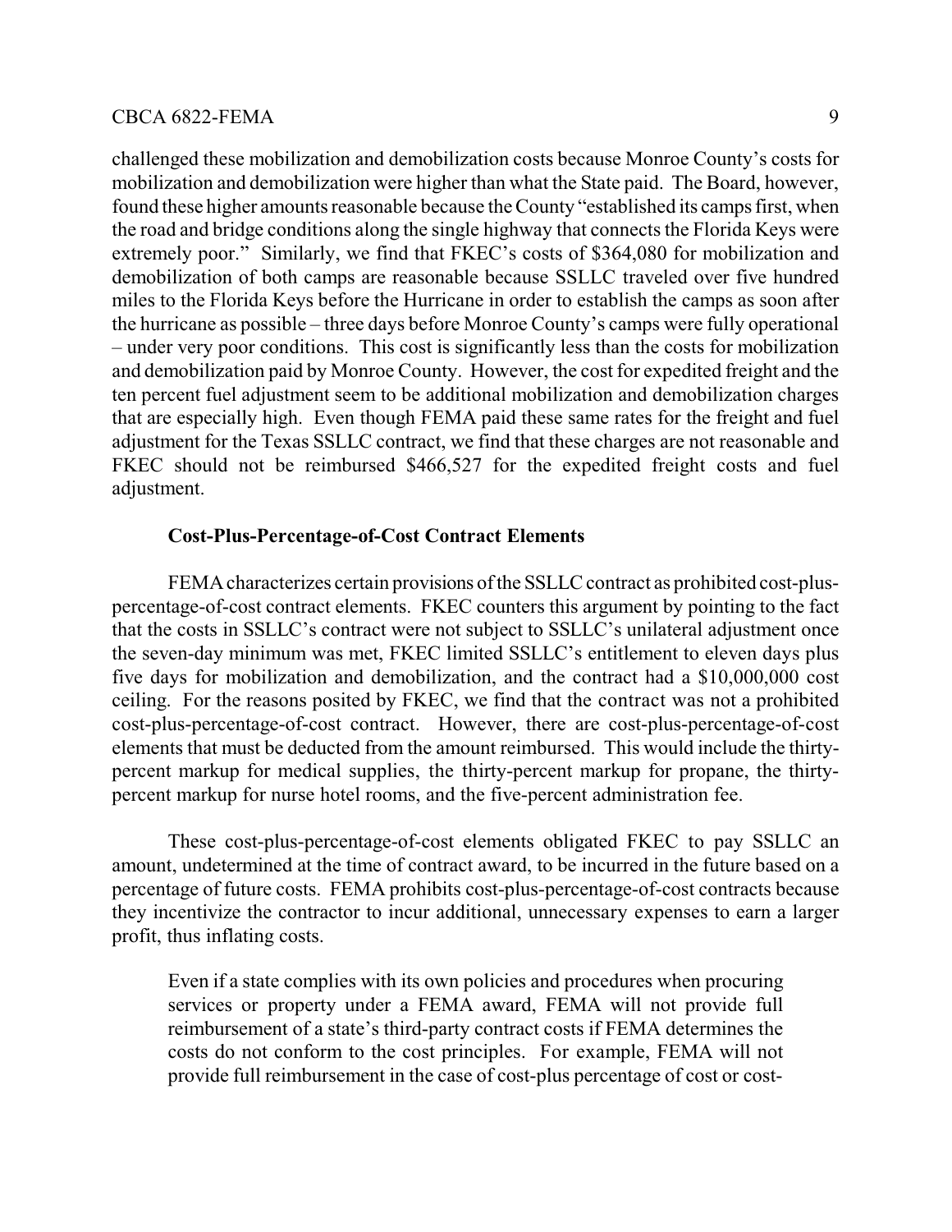challenged these mobilization and demobilization costs because Monroe County's costs for mobilization and demobilization were higher than what the State paid. The Board, however, found these higher amounts reasonable because the County "established its camps first, when the road and bridge conditions along the single highway that connects the Florida Keys were extremely poor." Similarly, we find that FKEC's costs of $364,080 for mobilization and demobilization of both camps are reasonable because SSLLC traveled over five hundred miles to the Florida Keys before the Hurricane in order to establish the camps as soon after the hurricane as possible – three days before Monroe County's camps were fully operational – under very poor conditions. This cost is significantly less than the costs for mobilization and demobilization paid by Monroe County. However, the cost for expedited freight and the ten percent fuel adjustment seem to be additional mobilization and demobilization charges that are especially high. Even though FEMA paid these same rates for the freight and fuel adjustment for the Texas SSLLC contract, we find that these charges are not reasonable and FKEC should not be reimbursed $466,527 for the expedited freight costs and fuel adjustment.

**Cost-Plus-Percentage-of-Cost Contract Elements**

FEMA characterizes certain provisions of the SSLLC contract as prohibited cost-plus-percentage-of-cost contract elements. FKEC counters this argument by pointing to the fact that the costs in SSLLC's contract were not subject to SSLLC's unilateral adjustment once the seven-day minimum was met, FKEC limited SSLLC's entitlement to eleven days plus five days for mobilization and demobilization, and the contract had a $10,000,000 cost ceiling. For the reasons posited by FKEC, we find that the contract was not a prohibited cost-plus-percentage-of-cost contract. However, there are cost-plus-percentage-of-cost elements that must be deducted from the amount reimbursed. This would include the thirty-percent markup for medical supplies, the thirty-percent markup for propane, the thirty-percent markup for nurse hotel rooms, and the five-percent administration fee.

These cost-plus-percentage-of-cost elements obligated FKEC to pay SSLLC an amount, undetermined at the time of contract award, to be incurred in the future based on a percentage of future costs. FEMA prohibits cost-plus-percentage-of-cost contracts because they incentivize the contractor to incur additional, unnecessary expenses to earn a larger profit, thus inflating costs.

> Even if a state complies with its own policies and procedures when procuring services or property under a FEMA award, FEMA will not provide full reimbursement of a state's third-party contract costs if FEMA determines the costs do not conform to the cost principles. For example, FEMA will not provide full reimbursement in the case of cost-plus percentage of cost or cost-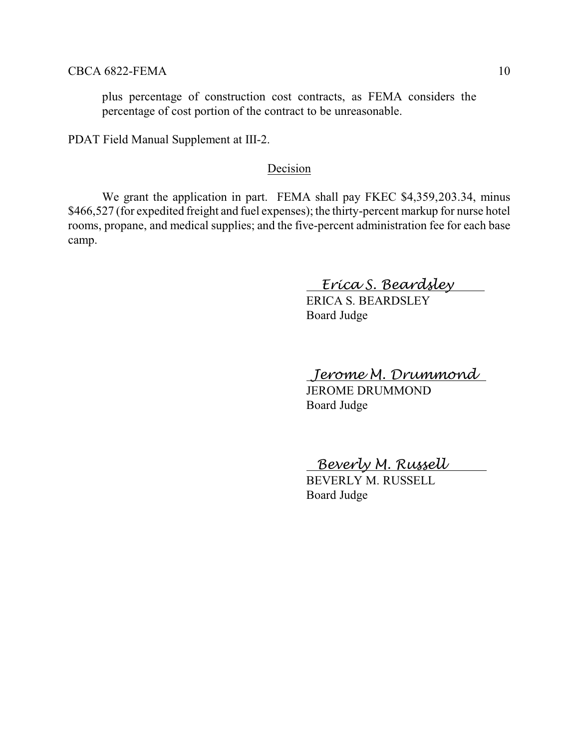plus percentage of construction cost contracts, as FEMA considers the percentage of cost portion of the contract to be unreasonable.

PDAT Field Manual Supplement at III-2.

## Decision

We grant the application in part. FEMA shall pay FKEC $4,359,203.34, minus $466,527 (for expedited freight and fuel expenses); the thirty-percent markup for nurse hotel rooms, propane, and medical supplies; and the five-percent administration fee for each base camp.

*Erica S. Beardsley*
ERICA S. BEARDSLEY
Board Judge

*Jerome M. Drummond*
JEROME DRUMMOND
Board Judge

*Beverly M. Russell*
BEVERLY M. RUSSELL
Board Judge